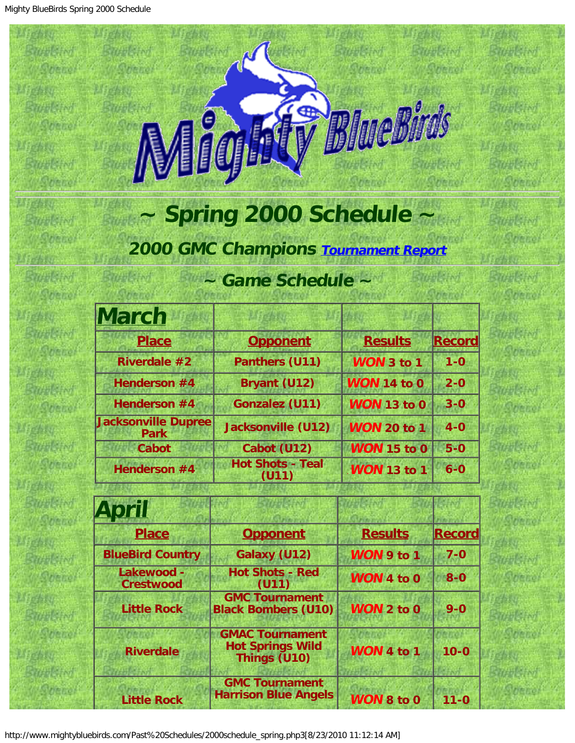# ~ Spring 2000 Schedule ~

## 2000 GMC Champions [Tournament Report]

## ~ Game Schedule ~

| March | | | |
|---|---|---|---|
| **Place** | **Opponent** | **Results** | **Record** |
| Riverdale #2 | Panthers (U11) | *WON* 3 to 1 | 1-0 |
| Henderson #4 | Bryant (U12) | *WON* 14 to 0 | 2-0 |
| Henderson #4 | Gonzalez (U11) | *WON* 13 to 0 | 3-0 |
| Jacksonville Dupree Park | Jacksonville (U12) | *WON* 20 to 1 | 4-0 |
| Cabot | Cabot (U12) | *WON* 15 to 0 | 5-0 |
| Henderson #4 | Hot Shots - Teal (U11) | *WON* 13 to 1 | 6-0 |

| April | | | |
|---|---|---|---|
| **Place** | **Opponent** | **Results** | **Record** |
| BlueBird Country | Galaxy (U12) | *WON* 9 to 1 | 7-0 |
| Lakewood - Crestwood | Hot Shots - Red (U11) | *WON* 4 to 0 | 8-0 |
| Little Rock | GMC Tournament Black Bombers (U10) | *WON* 2 to 0 | 9-0 |
| Riverdale | GMAC Tournament Hot Springs Wild Things (U10) | *WON* 4 to 1 | 10-0 |
| Little Rock | GMC Tournament Harrison Blue Angels | *WON* 8 to 0 | 11-0 |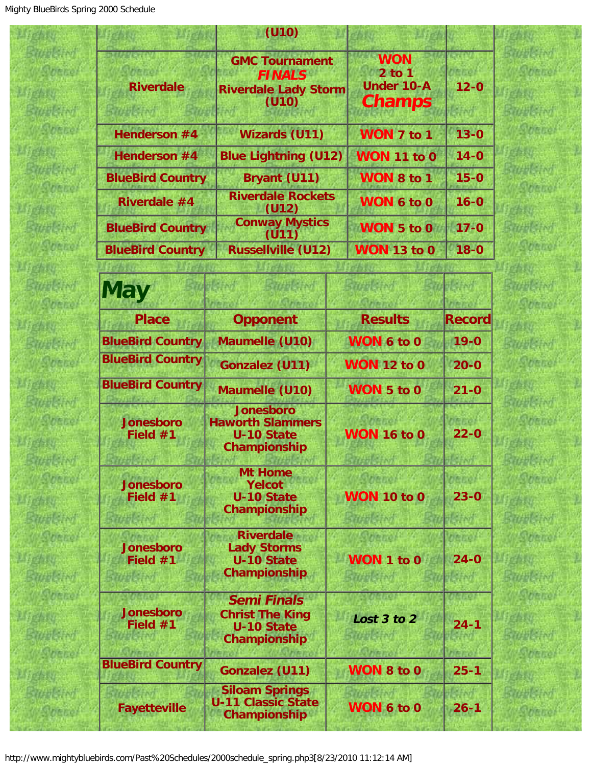| | (U10) | | |
|---|---|---|---|
| Riverdale | GMC Tournament *FINALS* Riverdale Lady Storm (U10) | WON 2 to 1 Under 10-A ***Champs*** | 12-0 |
| Henderson #4 | Wizards (U11) | WON 7 to 1 | 13-0 |
| Henderson #4 | Blue Lightning (U12) | WON 11 to 0 | 14-0 |
| BlueBird Country | Bryant (U11) | WON 8 to 1 | 15-0 |
| Riverdale #4 | Riverdale Rockets (U12) | WON 6 to 0 | 16-0 |
| BlueBird Country | Conway Mystics (U11) | WON 5 to 0 | 17-0 |
| BlueBird Country | Russellville (U12) | WON 13 to 0 | 18-0 |

## May

| Place | Opponent | Results | Record |
|---|---|---|---|
| BlueBird Country | Maumelle (U10) | WON 6 to 0 | 19-0 |
| BlueBird Country | Gonzalez (U11) | WON 12 to 0 | 20-0 |
| BlueBird Country | Maumelle (U10) | WON 5 to 0 | 21-0 |
| Jonesboro Field #1 | Jonesboro Haworth Slammers U-10 State Championship | WON 16 to 0 | 22-0 |
| Jonesboro Field #1 | Mt Home Yelcot U-10 State Championship | WON 10 to 0 | 23-0 |
| Jonesboro Field #1 | Riverdale Lady Storms U-10 State Championship | WON 1 to 0 | 24-0 |
| Jonesboro Field #1 | *Semi Finals* Christ The King U-10 State Championship | *Lost 3 to 2* | 24-1 |
| BlueBird Country | Gonzalez (U11) | WON 8 to 0 | 25-1 |
| Fayetteville | Siloam Springs U-11 Classic State Championship | WON 6 to 0 | 26-1 |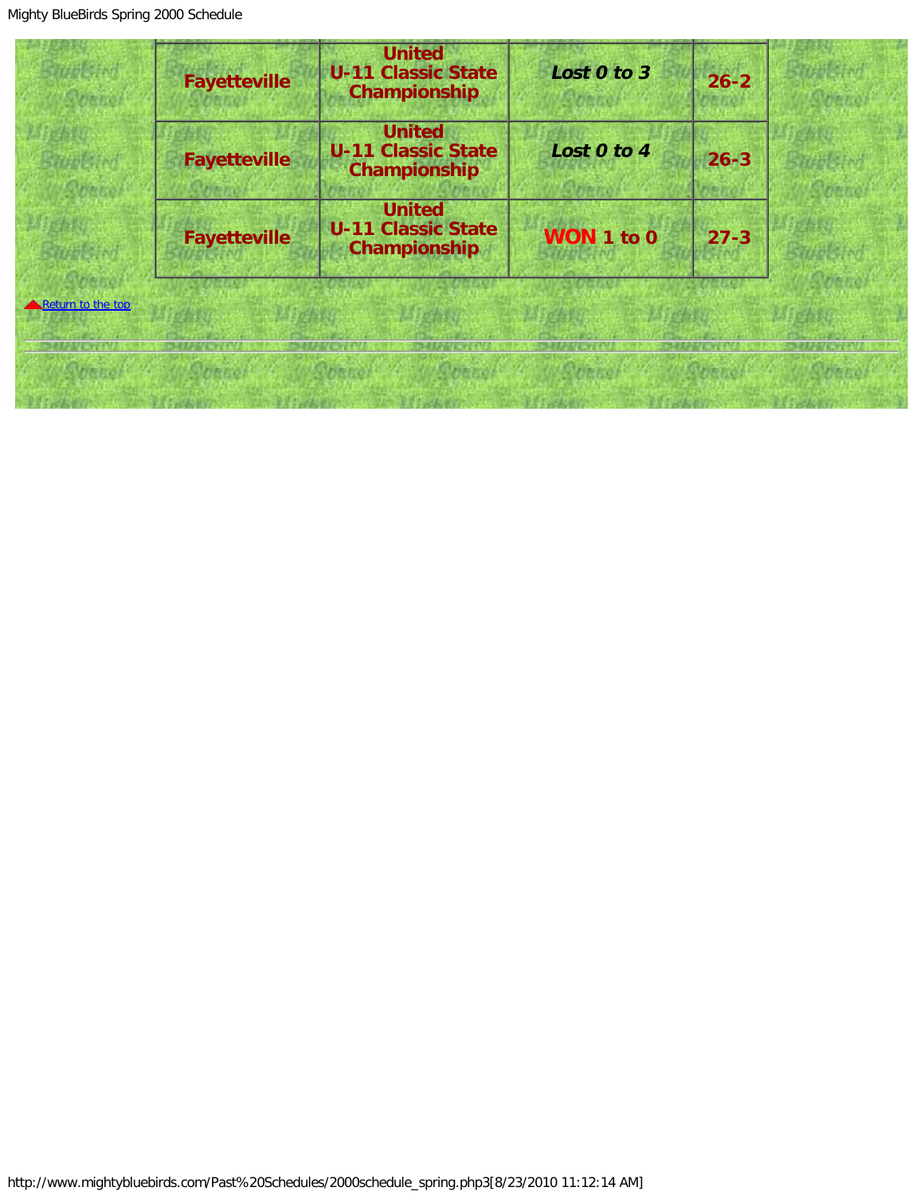| | | | |
|---|---|---|---|
| **Fayetteville** | **United U-11 Classic State Championship** | ***Lost 0 to 3*** | **26-2** |
| **Fayetteville** | **United U-11 Classic State Championship** | ***Lost 0 to 4*** | **26-3** |
| **Fayetteville** | **United U-11 Classic State Championship** | **WON 1 to 0** | **27-3** |

Return to the top

---

---